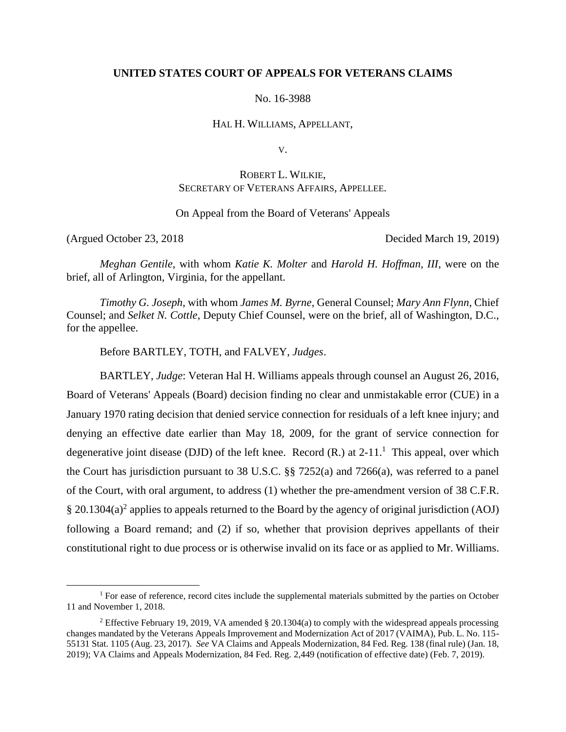**UNITED STATES COURT OF APPEALS FOR VETERANS CLAIMS**

No. 16-3988

HAL H. WILLIAMS, APPELLANT,

V.

ROBERT L. WILKIE,
SECRETARY OF VETERANS AFFAIRS, APPELLEE.

On Appeal from the Board of Veterans' Appeals

(Argued October 23, 2018 Decided March 19, 2019)

*Meghan Gentile*, with whom *Katie K. Molter* and *Harold H. Hoffman, III*, were on the brief, all of Arlington, Virginia, for the appellant.

*Timothy G. Joseph*, with whom *James M. Byrne*, General Counsel; *Mary Ann Flynn*, Chief Counsel; and *Selket N. Cottle*, Deputy Chief Counsel, were on the brief, all of Washington, D.C., for the appellee.

Before BARTLEY, TOTH, and FALVEY, *Judges*.

BARTLEY, *Judge*: Veteran Hal H. Williams appeals through counsel an August 26, 2016, Board of Veterans' Appeals (Board) decision finding no clear and unmistakable error (CUE) in a January 1970 rating decision that denied service connection for residuals of a left knee injury; and denying an effective date earlier than May 18, 2009, for the grant of service connection for degenerative joint disease (DJD) of the left knee. Record (R.) at 2-11.[1] This appeal, over which the Court has jurisdiction pursuant to 38 U.S.C. §§ 7252(a) and 7266(a), was referred to a panel of the Court, with oral argument, to address (1) whether the pre-amendment version of 38 C.F.R. § 20.1304(a)[2] applies to appeals returned to the Board by the agency of original jurisdiction (AOJ) following a Board remand; and (2) if so, whether that provision deprives appellants of their constitutional right to due process or is otherwise invalid on its face or as applied to Mr. Williams.

---

[1] For ease of reference, record cites include the supplemental materials submitted by the parties on October 11 and November 1, 2018.

[2] Effective February 19, 2019, VA amended § 20.1304(a) to comply with the widespread appeals processing changes mandated by the Veterans Appeals Improvement and Modernization Act of 2017 (VAIMA), Pub. L. No. 115-55131 Stat. 1105 (Aug. 23, 2017). *See* VA Claims and Appeals Modernization, 84 Fed. Reg. 138 (final rule) (Jan. 18, 2019); VA Claims and Appeals Modernization, 84 Fed. Reg. 2,449 (notification of effective date) (Feb. 7, 2019).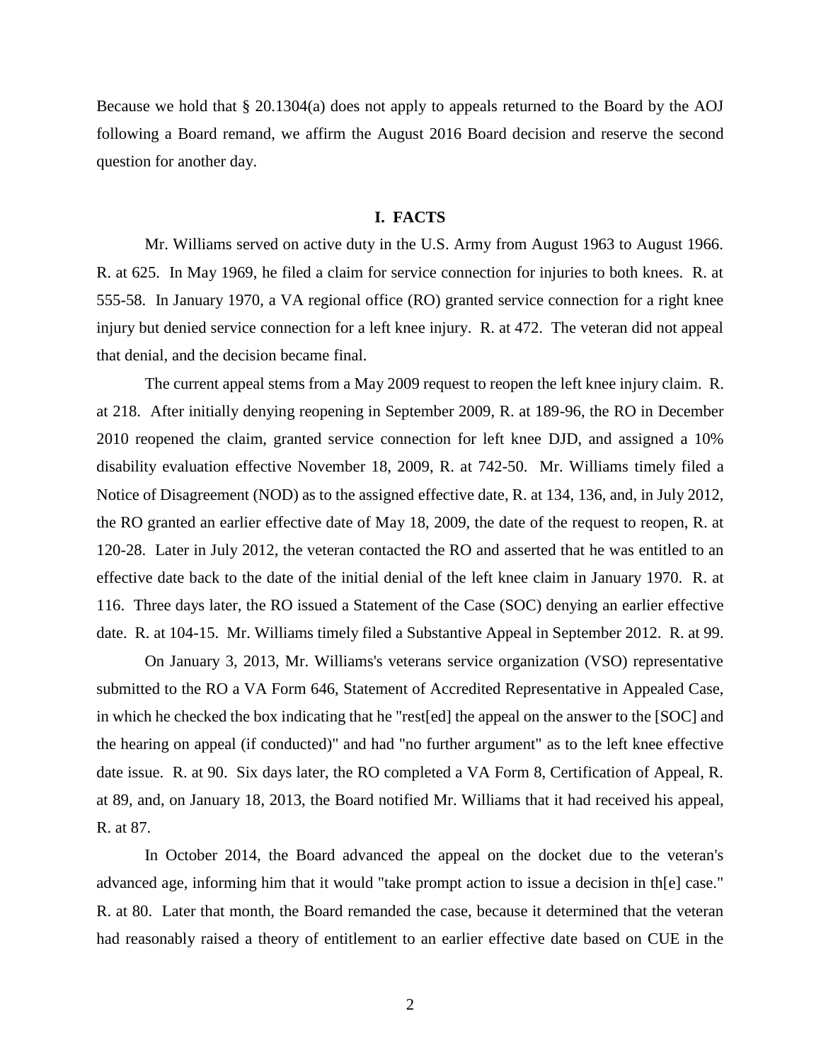Because we hold that § 20.1304(a) does not apply to appeals returned to the Board by the AOJ following a Board remand, we affirm the August 2016 Board decision and reserve the second question for another day.

## I. FACTS

Mr. Williams served on active duty in the U.S. Army from August 1963 to August 1966. R. at 625. In May 1969, he filed a claim for service connection for injuries to both knees. R. at 555-58. In January 1970, a VA regional office (RO) granted service connection for a right knee injury but denied service connection for a left knee injury. R. at 472. The veteran did not appeal that denial, and the decision became final.

The current appeal stems from a May 2009 request to reopen the left knee injury claim. R. at 218. After initially denying reopening in September 2009, R. at 189-96, the RO in December 2010 reopened the claim, granted service connection for left knee DJD, and assigned a 10% disability evaluation effective November 18, 2009, R. at 742-50. Mr. Williams timely filed a Notice of Disagreement (NOD) as to the assigned effective date, R. at 134, 136, and, in July 2012, the RO granted an earlier effective date of May 18, 2009, the date of the request to reopen, R. at 120-28. Later in July 2012, the veteran contacted the RO and asserted that he was entitled to an effective date back to the date of the initial denial of the left knee claim in January 1970. R. at 116. Three days later, the RO issued a Statement of the Case (SOC) denying an earlier effective date. R. at 104-15. Mr. Williams timely filed a Substantive Appeal in September 2012. R. at 99.

On January 3, 2013, Mr. Williams's veterans service organization (VSO) representative submitted to the RO a VA Form 646, Statement of Accredited Representative in Appealed Case, in which he checked the box indicating that he "rest[ed] the appeal on the answer to the [SOC] and the hearing on appeal (if conducted)" and had "no further argument" as to the left knee effective date issue. R. at 90. Six days later, the RO completed a VA Form 8, Certification of Appeal, R. at 89, and, on January 18, 2013, the Board notified Mr. Williams that it had received his appeal, R. at 87.

In October 2014, the Board advanced the appeal on the docket due to the veteran's advanced age, informing him that it would "take prompt action to issue a decision in th[e] case." R. at 80. Later that month, the Board remanded the case, because it determined that the veteran had reasonably raised a theory of entitlement to an earlier effective date based on CUE in the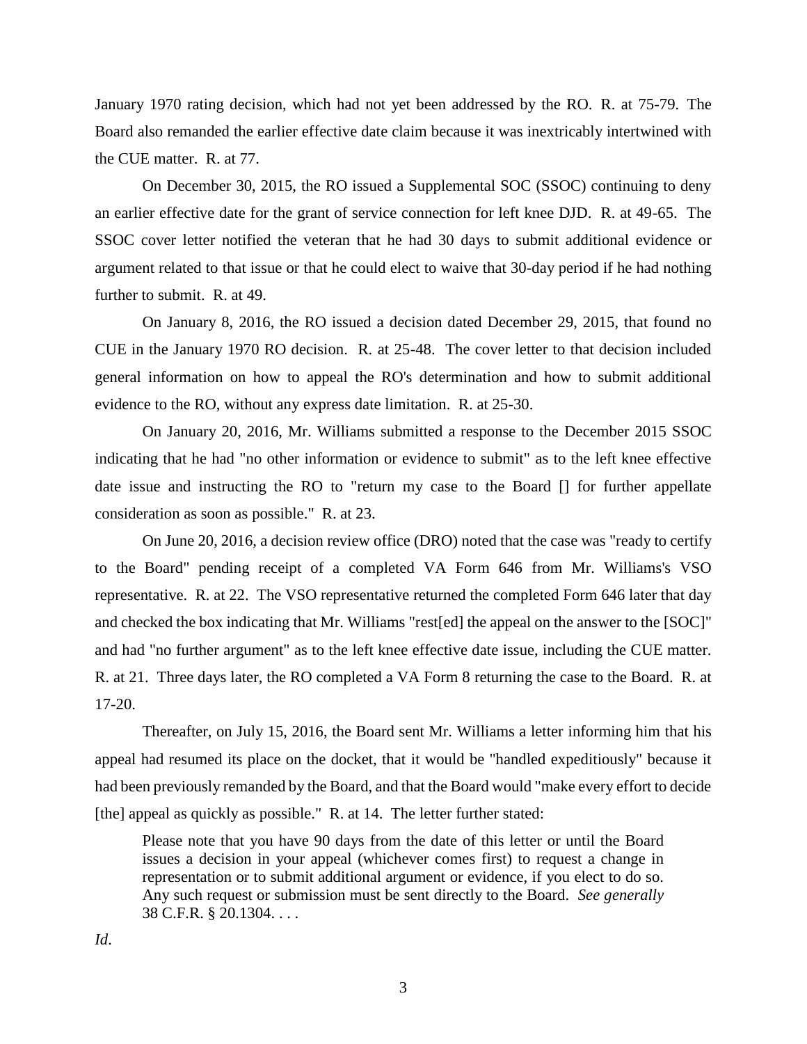January 1970 rating decision, which had not yet been addressed by the RO. R. at 75-79. The Board also remanded the earlier effective date claim because it was inextricably intertwined with the CUE matter. R. at 77.

On December 30, 2015, the RO issued a Supplemental SOC (SSOC) continuing to deny an earlier effective date for the grant of service connection for left knee DJD. R. at 49-65. The SSOC cover letter notified the veteran that he had 30 days to submit additional evidence or argument related to that issue or that he could elect to waive that 30-day period if he had nothing further to submit. R. at 49.

On January 8, 2016, the RO issued a decision dated December 29, 2015, that found no CUE in the January 1970 RO decision. R. at 25-48. The cover letter to that decision included general information on how to appeal the RO's determination and how to submit additional evidence to the RO, without any express date limitation. R. at 25-30.

On January 20, 2016, Mr. Williams submitted a response to the December 2015 SSOC indicating that he had "no other information or evidence to submit" as to the left knee effective date issue and instructing the RO to "return my case to the Board [] for further appellate consideration as soon as possible." R. at 23.

On June 20, 2016, a decision review office (DRO) noted that the case was "ready to certify to the Board" pending receipt of a completed VA Form 646 from Mr. Williams's VSO representative. R. at 22. The VSO representative returned the completed Form 646 later that day and checked the box indicating that Mr. Williams "rest[ed] the appeal on the answer to the [SOC]" and had "no further argument" as to the left knee effective date issue, including the CUE matter. R. at 21. Three days later, the RO completed a VA Form 8 returning the case to the Board. R. at 17-20.

Thereafter, on July 15, 2016, the Board sent Mr. Williams a letter informing him that his appeal had resumed its place on the docket, that it would be "handled expeditiously" because it had been previously remanded by the Board, and that the Board would "make every effort to decide [the] appeal as quickly as possible." R. at 14. The letter further stated:

> Please note that you have 90 days from the date of this letter or until the Board issues a decision in your appeal (whichever comes first) to request a change in representation or to submit additional argument or evidence, if you elect to do so. Any such request or submission must be sent directly to the Board. *See generally* 38 C.F.R. § 20.1304. . . .

*Id*.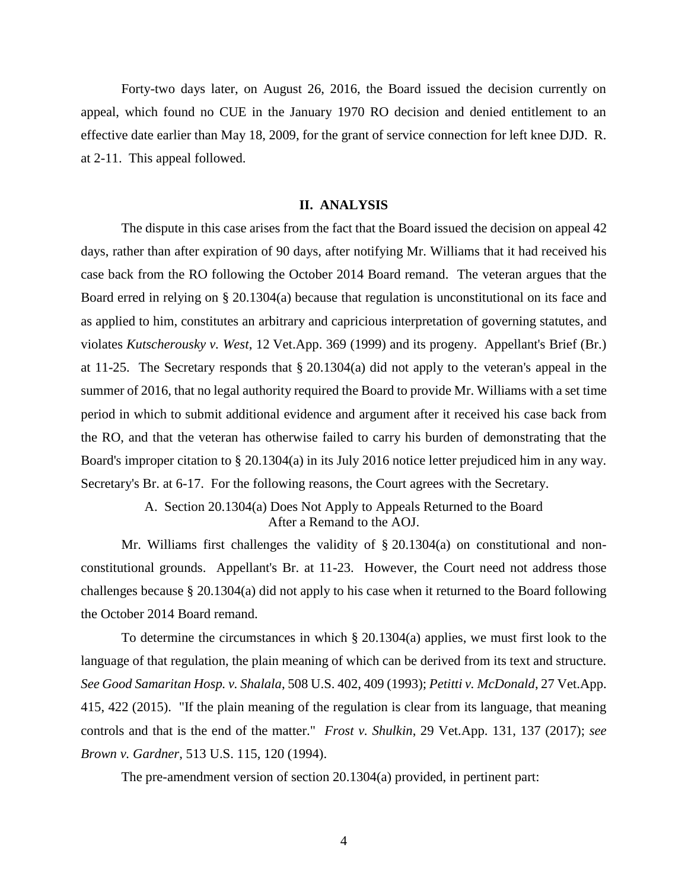Forty-two days later, on August 26, 2016, the Board issued the decision currently on appeal, which found no CUE in the January 1970 RO decision and denied entitlement to an effective date earlier than May 18, 2009, for the grant of service connection for left knee DJD. R. at 2-11. This appeal followed.

## II. ANALYSIS

The dispute in this case arises from the fact that the Board issued the decision on appeal 42 days, rather than after expiration of 90 days, after notifying Mr. Williams that it had received his case back from the RO following the October 2014 Board remand. The veteran argues that the Board erred in relying on § 20.1304(a) because that regulation is unconstitutional on its face and as applied to him, constitutes an arbitrary and capricious interpretation of governing statutes, and violates *Kutscherousky v. West*, 12 Vet.App. 369 (1999) and its progeny. Appellant's Brief (Br.) at 11-25. The Secretary responds that § 20.1304(a) did not apply to the veteran's appeal in the summer of 2016, that no legal authority required the Board to provide Mr. Williams with a set time period in which to submit additional evidence and argument after it received his case back from the RO, and that the veteran has otherwise failed to carry his burden of demonstrating that the Board's improper citation to § 20.1304(a) in its July 2016 notice letter prejudiced him in any way. Secretary's Br. at 6-17. For the following reasons, the Court agrees with the Secretary.

### A. Section 20.1304(a) Does Not Apply to Appeals Returned to the Board After a Remand to the AOJ.

Mr. Williams first challenges the validity of § 20.1304(a) on constitutional and non-constitutional grounds. Appellant's Br. at 11-23. However, the Court need not address those challenges because § 20.1304(a) did not apply to his case when it returned to the Board following the October 2014 Board remand.

To determine the circumstances in which § 20.1304(a) applies, we must first look to the language of that regulation, the plain meaning of which can be derived from its text and structure. *See Good Samaritan Hosp. v. Shalala*, 508 U.S. 402, 409 (1993); *Petitti v. McDonald*, 27 Vet.App. 415, 422 (2015). "If the plain meaning of the regulation is clear from its language, that meaning controls and that is the end of the matter." *Frost v. Shulkin*, 29 Vet.App. 131, 137 (2017); *see Brown v. Gardner*, 513 U.S. 115, 120 (1994).

The pre-amendment version of section 20.1304(a) provided, in pertinent part: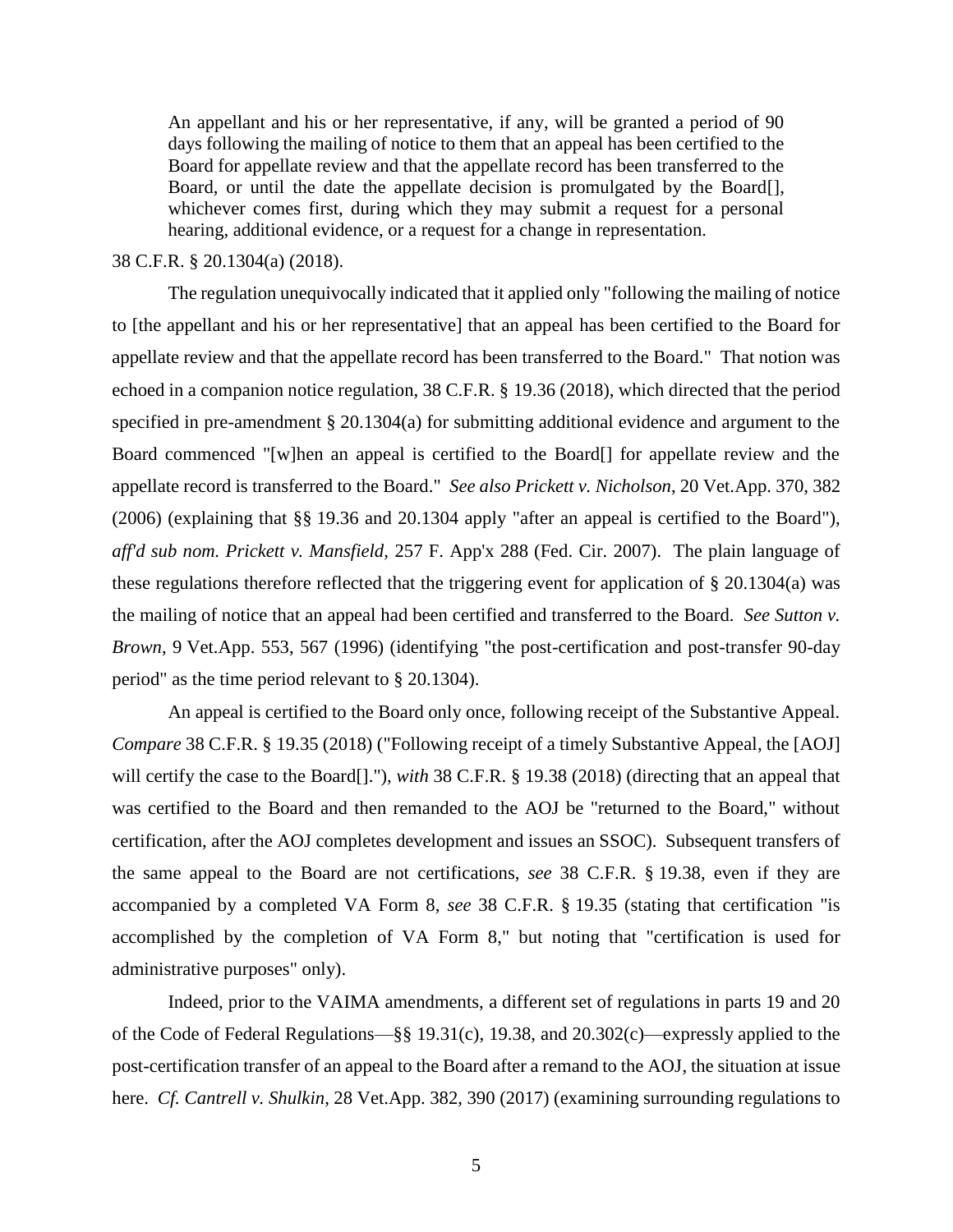> An appellant and his or her representative, if any, will be granted a period of 90 days following the mailing of notice to them that an appeal has been certified to the Board for appellate review and that the appellate record has been transferred to the Board, or until the date the appellate decision is promulgated by the Board[], whichever comes first, during which they may submit a request for a personal hearing, additional evidence, or a request for a change in representation.

38 C.F.R. § 20.1304(a) (2018).

The regulation unequivocally indicated that it applied only "following the mailing of notice to [the appellant and his or her representative] that an appeal has been certified to the Board for appellate review and that the appellate record has been transferred to the Board." That notion was echoed in a companion notice regulation, 38 C.F.R. § 19.36 (2018), which directed that the period specified in pre-amendment § 20.1304(a) for submitting additional evidence and argument to the Board commenced "[w]hen an appeal is certified to the Board[] for appellate review and the appellate record is transferred to the Board." *See also Prickett v. Nicholson*, 20 Vet.App. 370, 382 (2006) (explaining that §§ 19.36 and 20.1304 apply "after an appeal is certified to the Board"), *aff'd sub nom. Prickett v. Mansfield*, 257 F. App'x 288 (Fed. Cir. 2007). The plain language of these regulations therefore reflected that the triggering event for application of § 20.1304(a) was the mailing of notice that an appeal had been certified and transferred to the Board. *See Sutton v. Brown*, 9 Vet.App. 553, 567 (1996) (identifying "the post-certification and post-transfer 90-day period" as the time period relevant to § 20.1304).

An appeal is certified to the Board only once, following receipt of the Substantive Appeal. *Compare* 38 C.F.R. § 19.35 (2018) ("Following receipt of a timely Substantive Appeal, the [AOJ] will certify the case to the Board[]."), *with* 38 C.F.R. § 19.38 (2018) (directing that an appeal that was certified to the Board and then remanded to the AOJ be "returned to the Board," without certification, after the AOJ completes development and issues an SSOC). Subsequent transfers of the same appeal to the Board are not certifications, *see* 38 C.F.R. § 19.38, even if they are accompanied by a completed VA Form 8, *see* 38 C.F.R. § 19.35 (stating that certification "is accomplished by the completion of VA Form 8," but noting that "certification is used for administrative purposes" only).

Indeed, prior to the VAIMA amendments, a different set of regulations in parts 19 and 20 of the Code of Federal Regulations—§§ 19.31(c), 19.38, and 20.302(c)—expressly applied to the post-certification transfer of an appeal to the Board after a remand to the AOJ, the situation at issue here. *Cf. Cantrell v. Shulkin*, 28 Vet.App. 382, 390 (2017) (examining surrounding regulations to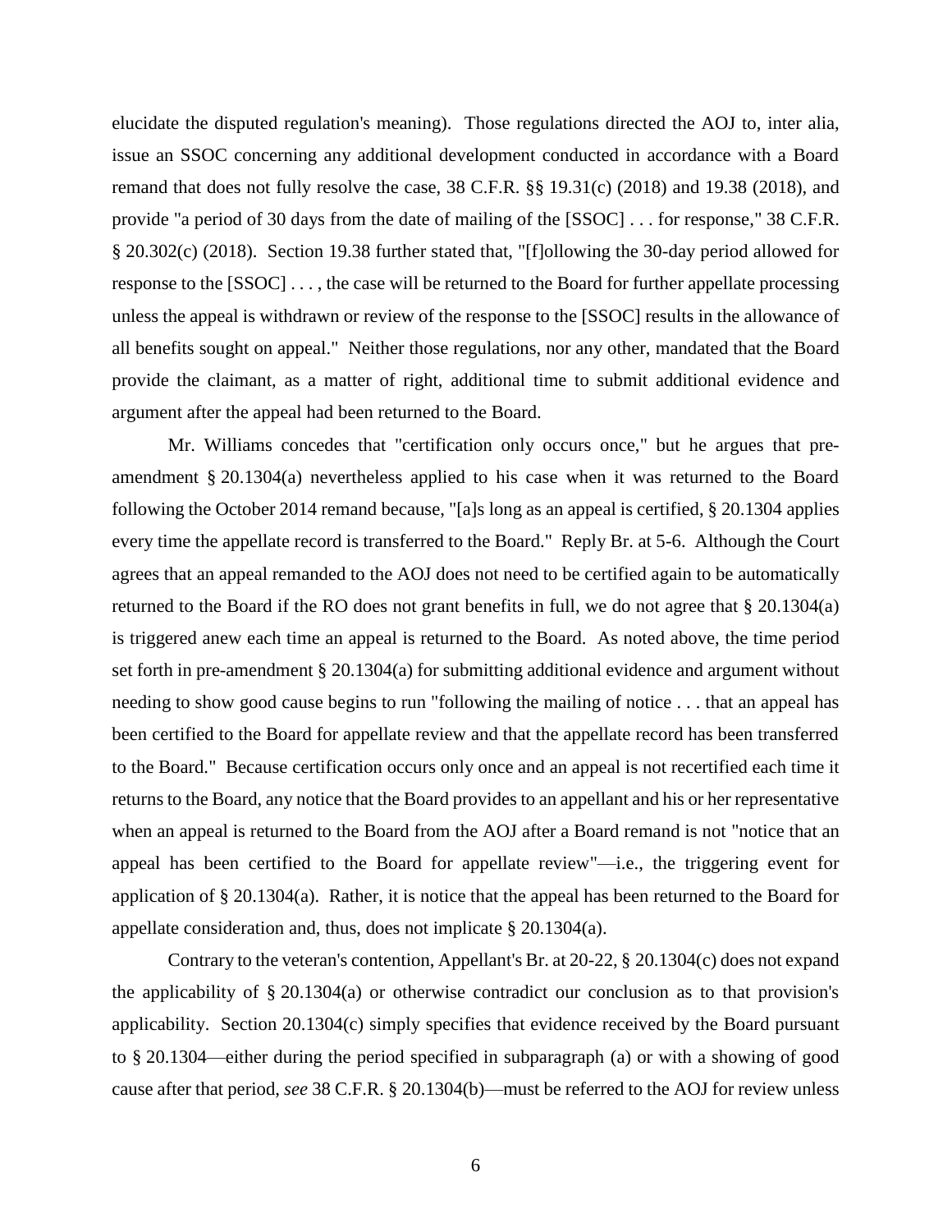elucidate the disputed regulation's meaning). Those regulations directed the AOJ to, inter alia, issue an SSOC concerning any additional development conducted in accordance with a Board remand that does not fully resolve the case, 38 C.F.R. §§ 19.31(c) (2018) and 19.38 (2018), and provide "a period of 30 days from the date of mailing of the [SSOC] . . . for response," 38 C.F.R. § 20.302(c) (2018). Section 19.38 further stated that, "[f]ollowing the 30-day period allowed for response to the [SSOC] . . . , the case will be returned to the Board for further appellate processing unless the appeal is withdrawn or review of the response to the [SSOC] results in the allowance of all benefits sought on appeal." Neither those regulations, nor any other, mandated that the Board provide the claimant, as a matter of right, additional time to submit additional evidence and argument after the appeal had been returned to the Board.

Mr. Williams concedes that "certification only occurs once," but he argues that pre-amendment § 20.1304(a) nevertheless applied to his case when it was returned to the Board following the October 2014 remand because, "[a]s long as an appeal is certified, § 20.1304 applies every time the appellate record is transferred to the Board." Reply Br. at 5-6. Although the Court agrees that an appeal remanded to the AOJ does not need to be certified again to be automatically returned to the Board if the RO does not grant benefits in full, we do not agree that § 20.1304(a) is triggered anew each time an appeal is returned to the Board. As noted above, the time period set forth in pre-amendment § 20.1304(a) for submitting additional evidence and argument without needing to show good cause begins to run "following the mailing of notice . . . that an appeal has been certified to the Board for appellate review and that the appellate record has been transferred to the Board." Because certification occurs only once and an appeal is not recertified each time it returns to the Board, any notice that the Board provides to an appellant and his or her representative when an appeal is returned to the Board from the AOJ after a Board remand is not "notice that an appeal has been certified to the Board for appellate review"—i.e., the triggering event for application of § 20.1304(a). Rather, it is notice that the appeal has been returned to the Board for appellate consideration and, thus, does not implicate § 20.1304(a).

Contrary to the veteran's contention, Appellant's Br. at 20-22, § 20.1304(c) does not expand the applicability of § 20.1304(a) or otherwise contradict our conclusion as to that provision's applicability. Section 20.1304(c) simply specifies that evidence received by the Board pursuant to § 20.1304—either during the period specified in subparagraph (a) or with a showing of good cause after that period, *see* 38 C.F.R. § 20.1304(b)—must be referred to the AOJ for review unless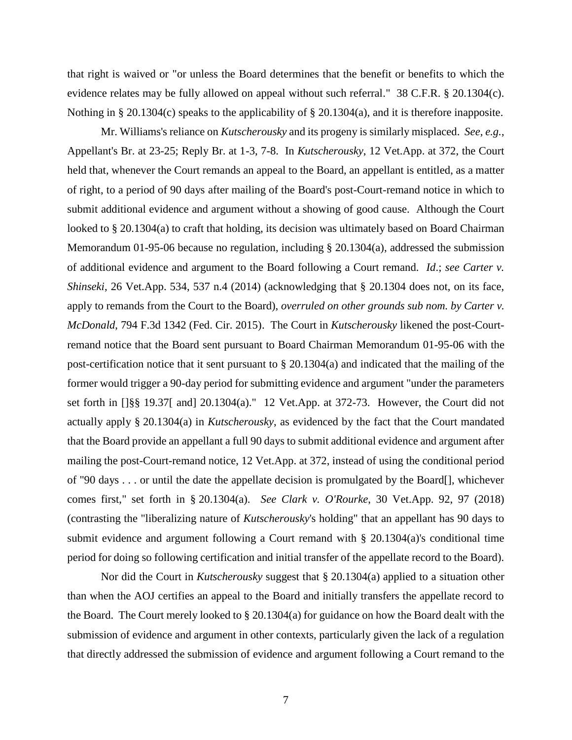that right is waived or "or unless the Board determines that the benefit or benefits to which the evidence relates may be fully allowed on appeal without such referral." 38 C.F.R. § 20.1304(c). Nothing in § 20.1304(c) speaks to the applicability of § 20.1304(a), and it is therefore inapposite.

Mr. Williams's reliance on *Kutscherousky* and its progeny is similarly misplaced. *See, e.g.*, Appellant's Br. at 23-25; Reply Br. at 1-3, 7-8. In *Kutscherousky*, 12 Vet.App. at 372, the Court held that, whenever the Court remands an appeal to the Board, an appellant is entitled, as a matter of right, to a period of 90 days after mailing of the Board's post-Court-remand notice in which to submit additional evidence and argument without a showing of good cause. Although the Court looked to § 20.1304(a) to craft that holding, its decision was ultimately based on Board Chairman Memorandum 01-95-06 because no regulation, including § 20.1304(a), addressed the submission of additional evidence and argument to the Board following a Court remand. *Id*.; *see Carter v. Shinseki*, 26 Vet.App. 534, 537 n.4 (2014) (acknowledging that § 20.1304 does not, on its face, apply to remands from the Court to the Board), *overruled on other grounds sub nom. by Carter v. McDonald*, 794 F.3d 1342 (Fed. Cir. 2015). The Court in *Kutscherousky* likened the post-Court-remand notice that the Board sent pursuant to Board Chairman Memorandum 01-95-06 with the post-certification notice that it sent pursuant to § 20.1304(a) and indicated that the mailing of the former would trigger a 90-day period for submitting evidence and argument "under the parameters set forth in []§§ 19.37[ and] 20.1304(a)." 12 Vet.App. at 372-73. However, the Court did not actually apply § 20.1304(a) in *Kutscherousky*, as evidenced by the fact that the Court mandated that the Board provide an appellant a full 90 days to submit additional evidence and argument after mailing the post-Court-remand notice, 12 Vet.App. at 372, instead of using the conditional period of "90 days . . . or until the date the appellate decision is promulgated by the Board[], whichever comes first," set forth in § 20.1304(a). *See Clark v. O'Rourke*, 30 Vet.App. 92, 97 (2018) (contrasting the "liberalizing nature of *Kutscherousky*'s holding" that an appellant has 90 days to submit evidence and argument following a Court remand with § 20.1304(a)'s conditional time period for doing so following certification and initial transfer of the appellate record to the Board).

Nor did the Court in *Kutscherousky* suggest that § 20.1304(a) applied to a situation other than when the AOJ certifies an appeal to the Board and initially transfers the appellate record to the Board. The Court merely looked to § 20.1304(a) for guidance on how the Board dealt with the submission of evidence and argument in other contexts, particularly given the lack of a regulation that directly addressed the submission of evidence and argument following a Court remand to the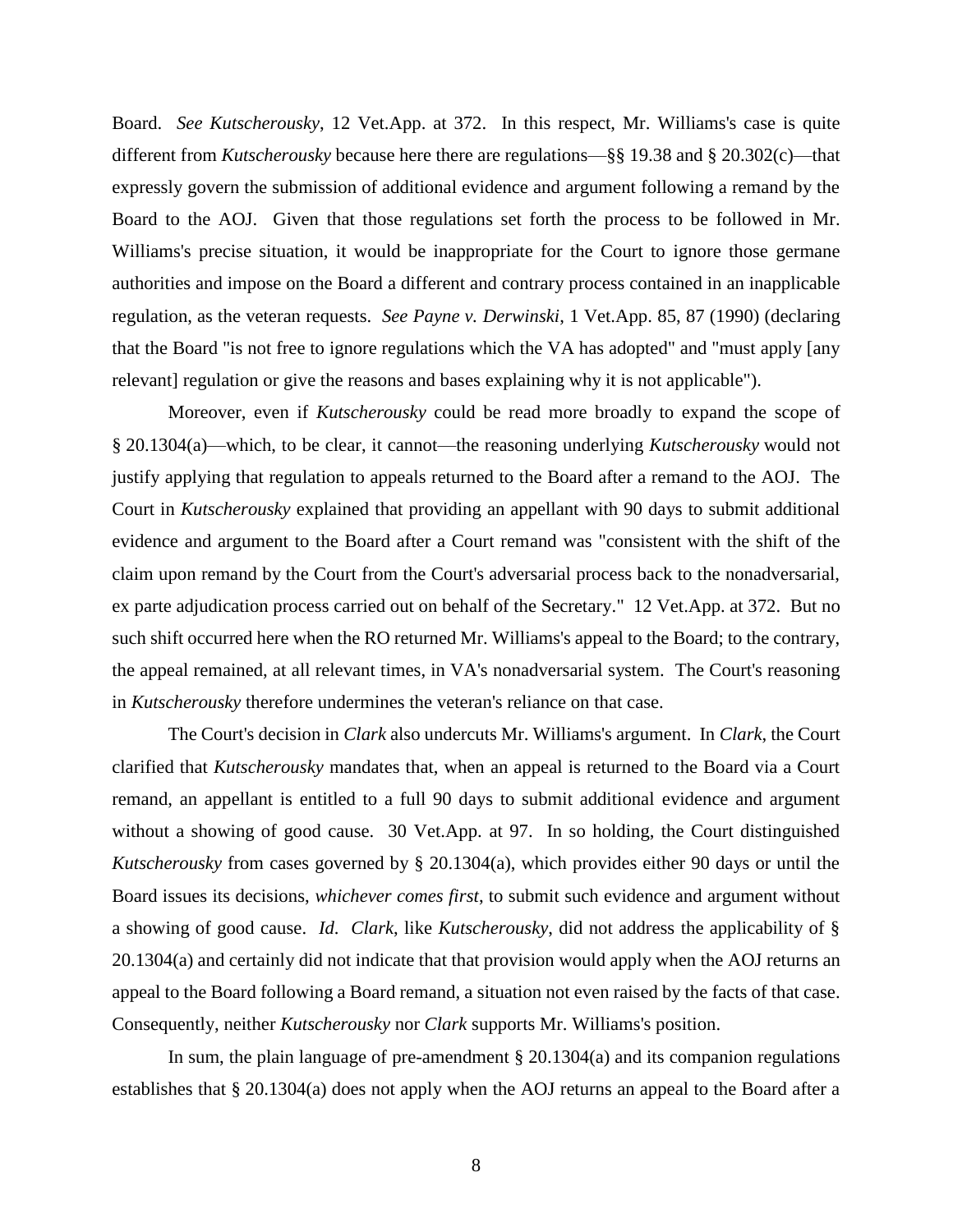Board. *See Kutscherousky*, 12 Vet.App. at 372. In this respect, Mr. Williams's case is quite different from *Kutscherousky* because here there are regulations—§§ 19.38 and § 20.302(c)—that expressly govern the submission of additional evidence and argument following a remand by the Board to the AOJ. Given that those regulations set forth the process to be followed in Mr. Williams's precise situation, it would be inappropriate for the Court to ignore those germane authorities and impose on the Board a different and contrary process contained in an inapplicable regulation, as the veteran requests. *See Payne v. Derwinski*, 1 Vet.App. 85, 87 (1990) (declaring that the Board "is not free to ignore regulations which the VA has adopted" and "must apply [any relevant] regulation or give the reasons and bases explaining why it is not applicable").

Moreover, even if *Kutscherousky* could be read more broadly to expand the scope of § 20.1304(a)—which, to be clear, it cannot—the reasoning underlying *Kutscherousky* would not justify applying that regulation to appeals returned to the Board after a remand to the AOJ. The Court in *Kutscherousky* explained that providing an appellant with 90 days to submit additional evidence and argument to the Board after a Court remand was "consistent with the shift of the claim upon remand by the Court from the Court's adversarial process back to the nonadversarial, ex parte adjudication process carried out on behalf of the Secretary." 12 Vet.App. at 372. But no such shift occurred here when the RO returned Mr. Williams's appeal to the Board; to the contrary, the appeal remained, at all relevant times, in VA's nonadversarial system. The Court's reasoning in *Kutscherousky* therefore undermines the veteran's reliance on that case.

The Court's decision in *Clark* also undercuts Mr. Williams's argument. In *Clark*, the Court clarified that *Kutscherousky* mandates that, when an appeal is returned to the Board via a Court remand, an appellant is entitled to a full 90 days to submit additional evidence and argument without a showing of good cause. 30 Vet.App. at 97. In so holding, the Court distinguished *Kutscherousky* from cases governed by § 20.1304(a), which provides either 90 days or until the Board issues its decisions, *whichever comes first*, to submit such evidence and argument without a showing of good cause. *Id*. *Clark*, like *Kutscherousky*, did not address the applicability of § 20.1304(a) and certainly did not indicate that that provision would apply when the AOJ returns an appeal to the Board following a Board remand, a situation not even raised by the facts of that case. Consequently, neither *Kutscherousky* nor *Clark* supports Mr. Williams's position.

In sum, the plain language of pre-amendment § 20.1304(a) and its companion regulations establishes that § 20.1304(a) does not apply when the AOJ returns an appeal to the Board after a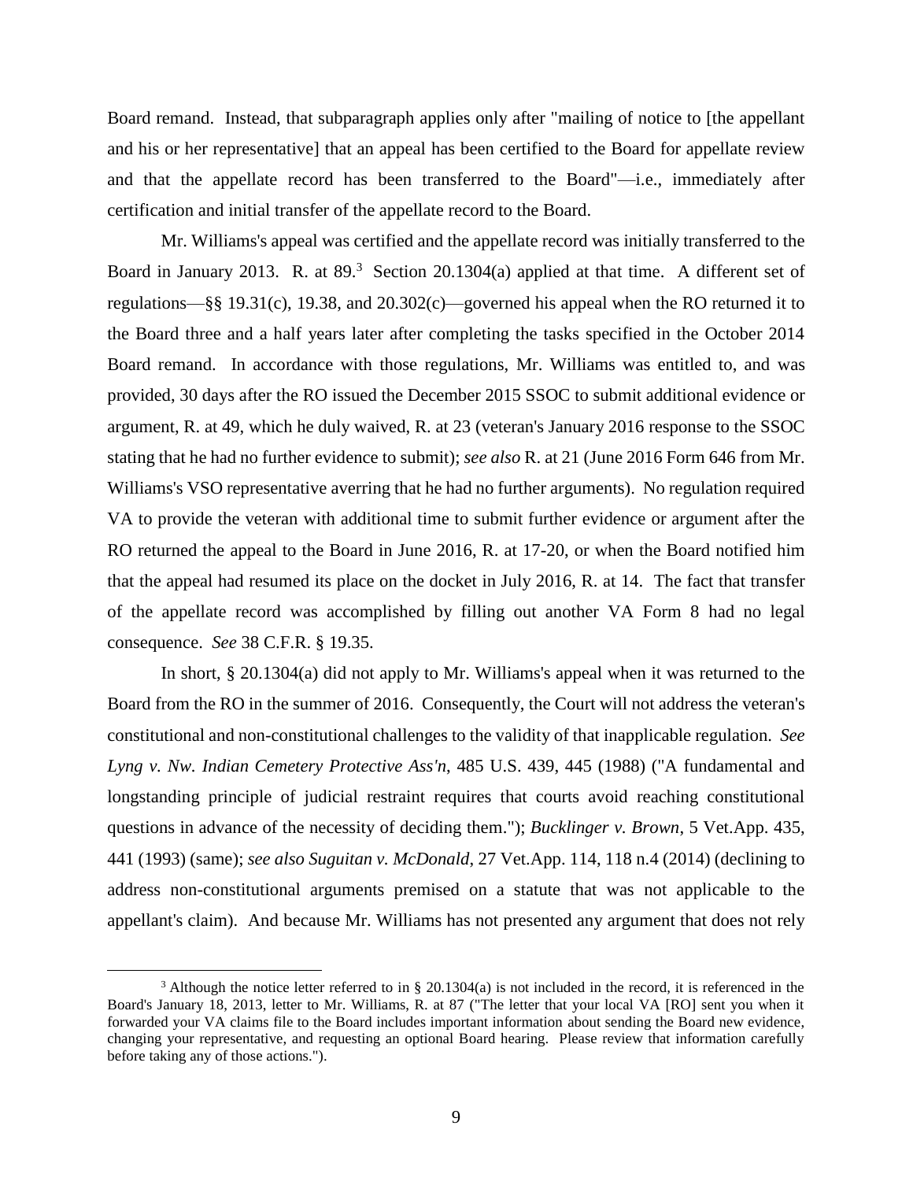Board remand. Instead, that subparagraph applies only after "mailing of notice to [the appellant and his or her representative] that an appeal has been certified to the Board for appellate review and that the appellate record has been transferred to the Board"—i.e., immediately after certification and initial transfer of the appellate record to the Board.

Mr. Williams's appeal was certified and the appellate record was initially transferred to the Board in January 2013. R. at 89.[3] Section 20.1304(a) applied at that time. A different set of regulations—§§ 19.31(c), 19.38, and 20.302(c)—governed his appeal when the RO returned it to the Board three and a half years later after completing the tasks specified in the October 2014 Board remand. In accordance with those regulations, Mr. Williams was entitled to, and was provided, 30 days after the RO issued the December 2015 SSOC to submit additional evidence or argument, R. at 49, which he duly waived, R. at 23 (veteran's January 2016 response to the SSOC stating that he had no further evidence to submit); *see also* R. at 21 (June 2016 Form 646 from Mr. Williams's VSO representative averring that he had no further arguments). No regulation required VA to provide the veteran with additional time to submit further evidence or argument after the RO returned the appeal to the Board in June 2016, R. at 17-20, or when the Board notified him that the appeal had resumed its place on the docket in July 2016, R. at 14. The fact that transfer of the appellate record was accomplished by filling out another VA Form 8 had no legal consequence. *See* 38 C.F.R. § 19.35.

In short, § 20.1304(a) did not apply to Mr. Williams's appeal when it was returned to the Board from the RO in the summer of 2016. Consequently, the Court will not address the veteran's constitutional and non-constitutional challenges to the validity of that inapplicable regulation. *See Lyng v. Nw. Indian Cemetery Protective Ass'n*, 485 U.S. 439, 445 (1988) ("A fundamental and longstanding principle of judicial restraint requires that courts avoid reaching constitutional questions in advance of the necessity of deciding them."); *Bucklinger v. Brown*, 5 Vet.App. 435, 441 (1993) (same); *see also Suguitan v. McDonald*, 27 Vet.App. 114, 118 n.4 (2014) (declining to address non-constitutional arguments premised on a statute that was not applicable to the appellant's claim). And because Mr. Williams has not presented any argument that does not rely

---

[3] Although the notice letter referred to in § 20.1304(a) is not included in the record, it is referenced in the Board's January 18, 2013, letter to Mr. Williams, R. at 87 ("The letter that your local VA [RO] sent you when it forwarded your VA claims file to the Board includes important information about sending the Board new evidence, changing your representative, and requesting an optional Board hearing. Please review that information carefully before taking any of those actions.").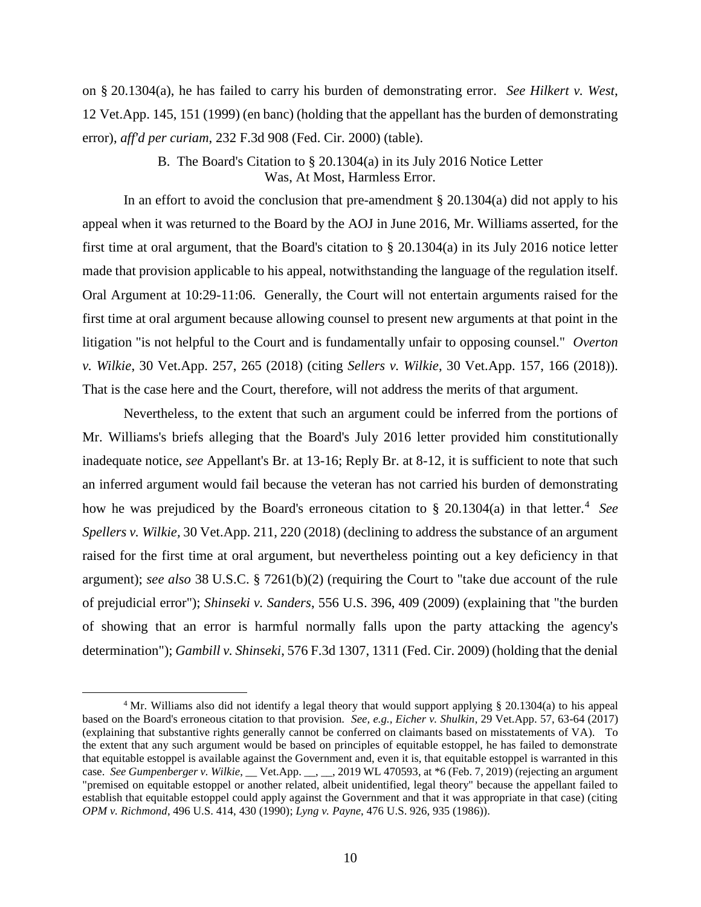on § 20.1304(a), he has failed to carry his burden of demonstrating error. *See Hilkert v. West*, 12 Vet.App. 145, 151 (1999) (en banc) (holding that the appellant has the burden of demonstrating error), *aff'd per curiam*, 232 F.3d 908 (Fed. Cir. 2000) (table).

### B. The Board's Citation to § 20.1304(a) in its July 2016 Notice Letter Was, At Most, Harmless Error.

In an effort to avoid the conclusion that pre-amendment § 20.1304(a) did not apply to his appeal when it was returned to the Board by the AOJ in June 2016, Mr. Williams asserted, for the first time at oral argument, that the Board's citation to § 20.1304(a) in its July 2016 notice letter made that provision applicable to his appeal, notwithstanding the language of the regulation itself. Oral Argument at 10:29-11:06. Generally, the Court will not entertain arguments raised for the first time at oral argument because allowing counsel to present new arguments at that point in the litigation "is not helpful to the Court and is fundamentally unfair to opposing counsel." *Overton v. Wilkie*, 30 Vet.App. 257, 265 (2018) (citing *Sellers v. Wilkie*, 30 Vet.App. 157, 166 (2018)). That is the case here and the Court, therefore, will not address the merits of that argument.

Nevertheless, to the extent that such an argument could be inferred from the portions of Mr. Williams's briefs alleging that the Board's July 2016 letter provided him constitutionally inadequate notice, *see* Appellant's Br. at 13-16; Reply Br. at 8-12, it is sufficient to note that such an inferred argument would fail because the veteran has not carried his burden of demonstrating how he was prejudiced by the Board's erroneous citation to § 20.1304(a) in that letter.[4] *See Spellers v. Wilkie*, 30 Vet.App. 211, 220 (2018) (declining to address the substance of an argument raised for the first time at oral argument, but nevertheless pointing out a key deficiency in that argument); *see also* 38 U.S.C. § 7261(b)(2) (requiring the Court to "take due account of the rule of prejudicial error"); *Shinseki v. Sanders*, 556 U.S. 396, 409 (2009) (explaining that "the burden of showing that an error is harmful normally falls upon the party attacking the agency's determination"); *Gambill v. Shinseki*, 576 F.3d 1307, 1311 (Fed. Cir. 2009) (holding that the denial

---

[4] Mr. Williams also did not identify a legal theory that would support applying § 20.1304(a) to his appeal based on the Board's erroneous citation to that provision. *See, e.g., Eicher v. Shulkin*, 29 Vet.App. 57, 63-64 (2017) (explaining that substantive rights generally cannot be conferred on claimants based on misstatements of VA). To the extent that any such argument would be based on principles of equitable estoppel, he has failed to demonstrate that equitable estoppel is available against the Government and, even it is, that equitable estoppel is warranted in this case. *See Gumpenberger v. Wilkie*, __ Vet.App. __, __, 2019 WL 470593, at *6 (Feb. 7, 2019) (rejecting an argument "premised on equitable estoppel or another related, albeit unidentified, legal theory" because the appellant failed to establish that equitable estoppel could apply against the Government and that it was appropriate in that case) (citing *OPM v. Richmond*, 496 U.S. 414, 430 (1990); *Lyng v. Payne*, 476 U.S. 926, 935 (1986)).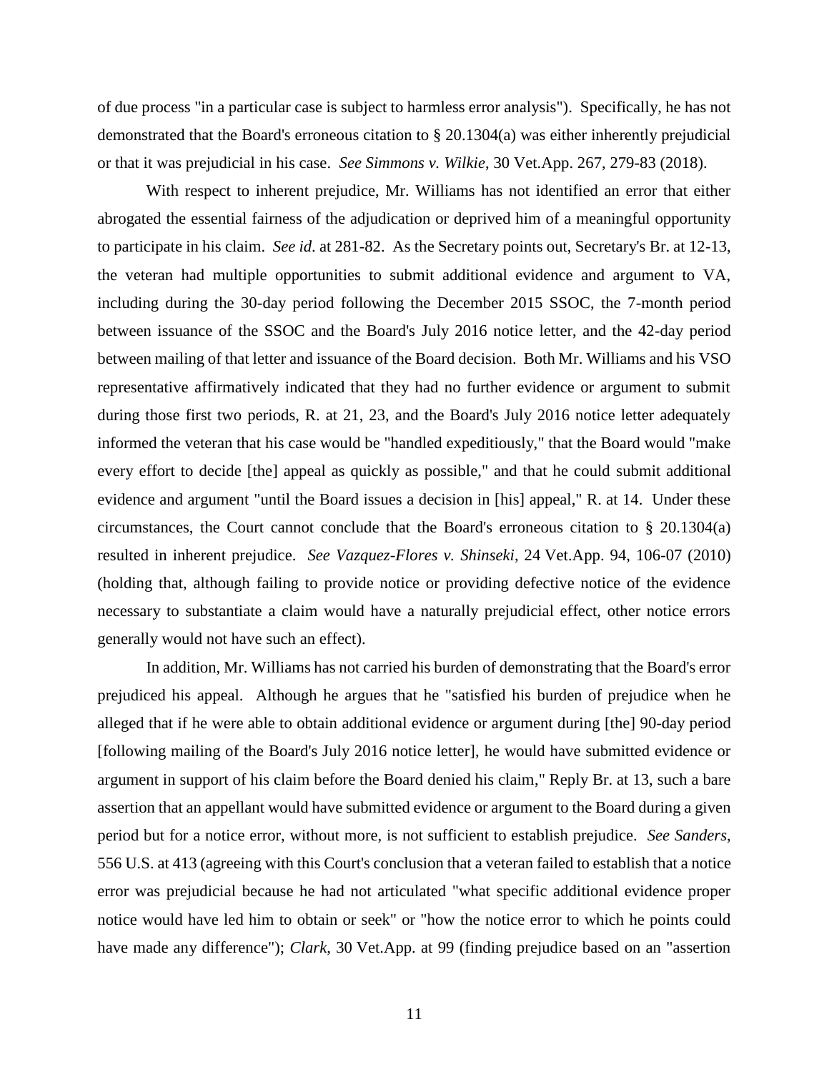of due process "in a particular case is subject to harmless error analysis"). Specifically, he has not demonstrated that the Board's erroneous citation to § 20.1304(a) was either inherently prejudicial or that it was prejudicial in his case. *See Simmons v. Wilkie*, 30 Vet.App. 267, 279-83 (2018).

With respect to inherent prejudice, Mr. Williams has not identified an error that either abrogated the essential fairness of the adjudication or deprived him of a meaningful opportunity to participate in his claim. *See id.* at 281-82. As the Secretary points out, Secretary's Br. at 12-13, the veteran had multiple opportunities to submit additional evidence and argument to VA, including during the 30-day period following the December 2015 SSOC, the 7-month period between issuance of the SSOC and the Board's July 2016 notice letter, and the 42-day period between mailing of that letter and issuance of the Board decision. Both Mr. Williams and his VSO representative affirmatively indicated that they had no further evidence or argument to submit during those first two periods, R. at 21, 23, and the Board's July 2016 notice letter adequately informed the veteran that his case would be "handled expeditiously," that the Board would "make every effort to decide [the] appeal as quickly as possible," and that he could submit additional evidence and argument "until the Board issues a decision in [his] appeal," R. at 14. Under these circumstances, the Court cannot conclude that the Board's erroneous citation to § 20.1304(a) resulted in inherent prejudice. *See Vazquez-Flores v. Shinseki*, 24 Vet.App. 94, 106-07 (2010) (holding that, although failing to provide notice or providing defective notice of the evidence necessary to substantiate a claim would have a naturally prejudicial effect, other notice errors generally would not have such an effect).

In addition, Mr. Williams has not carried his burden of demonstrating that the Board's error prejudiced his appeal. Although he argues that he "satisfied his burden of prejudice when he alleged that if he were able to obtain additional evidence or argument during [the] 90-day period [following mailing of the Board's July 2016 notice letter], he would have submitted evidence or argument in support of his claim before the Board denied his claim," Reply Br. at 13, such a bare assertion that an appellant would have submitted evidence or argument to the Board during a given period but for a notice error, without more, is not sufficient to establish prejudice. *See Sanders*, 556 U.S. at 413 (agreeing with this Court's conclusion that a veteran failed to establish that a notice error was prejudicial because he had not articulated "what specific additional evidence proper notice would have led him to obtain or seek" or "how the notice error to which he points could have made any difference"); *Clark*, 30 Vet.App. at 99 (finding prejudice based on an "assertion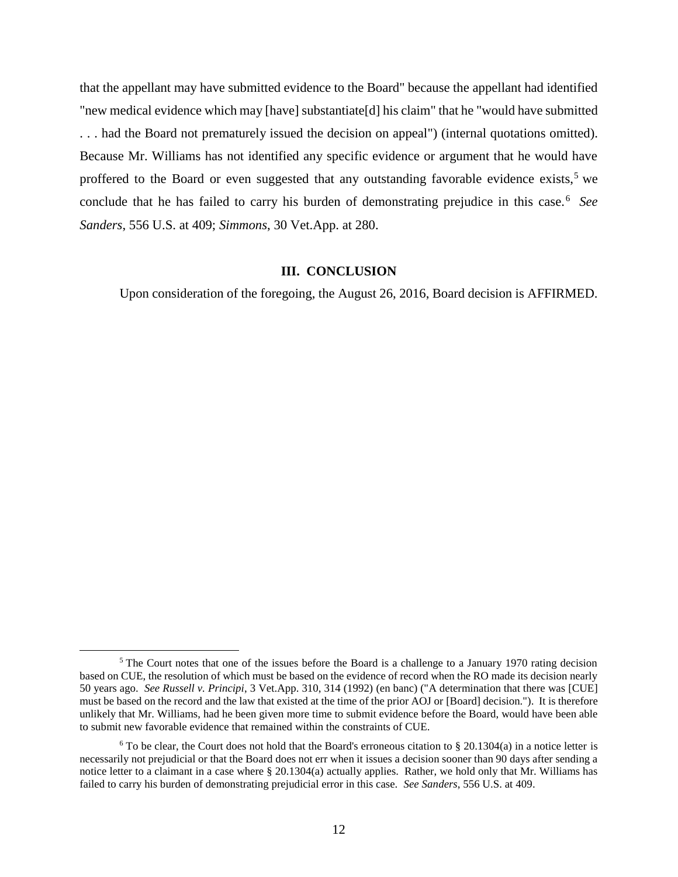that the appellant may have submitted evidence to the Board" because the appellant had identified "new medical evidence which may [have] substantiate[d] his claim" that he "would have submitted . . . had the Board not prematurely issued the decision on appeal") (internal quotations omitted). Because Mr. Williams has not identified any specific evidence or argument that he would have proffered to the Board or even suggested that any outstanding favorable evidence exists,[5] we conclude that he has failed to carry his burden of demonstrating prejudice in this case.[6] *See Sanders*, 556 U.S. at 409; *Simmons*, 30 Vet.App. at 280.

### III. CONCLUSION

Upon consideration of the foregoing, the August 26, 2016, Board decision is AFFIRMED.

---

[5] The Court notes that one of the issues before the Board is a challenge to a January 1970 rating decision based on CUE, the resolution of which must be based on the evidence of record when the RO made its decision nearly 50 years ago. *See Russell v. Principi*, 3 Vet.App. 310, 314 (1992) (en banc) ("A determination that there was [CUE] must be based on the record and the law that existed at the time of the prior AOJ or [Board] decision."). It is therefore unlikely that Mr. Williams, had he been given more time to submit evidence before the Board, would have been able to submit new favorable evidence that remained within the constraints of CUE.

[6] To be clear, the Court does not hold that the Board's erroneous citation to § 20.1304(a) in a notice letter is necessarily not prejudicial or that the Board does not err when it issues a decision sooner than 90 days after sending a notice letter to a claimant in a case where § 20.1304(a) actually applies. Rather, we hold only that Mr. Williams has failed to carry his burden of demonstrating prejudicial error in this case. *See Sanders*, 556 U.S. at 409.